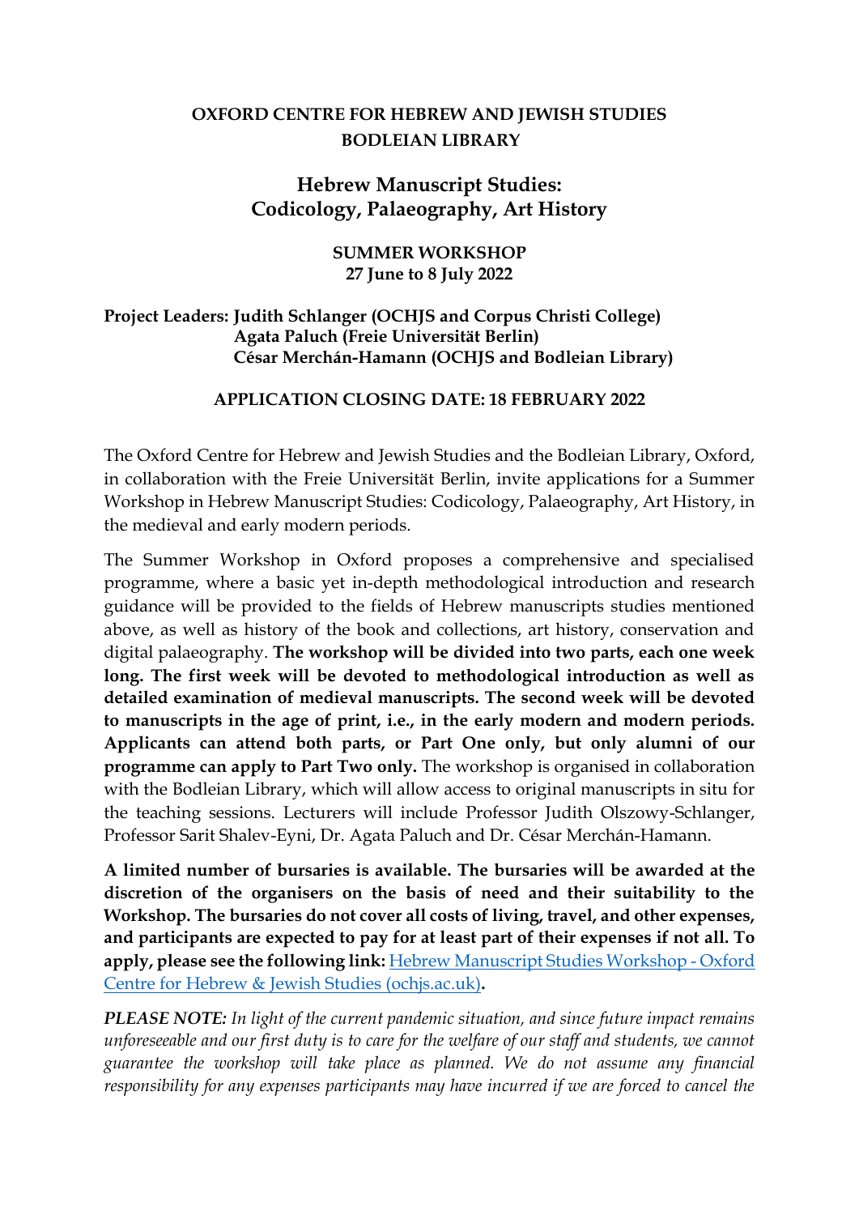**OXFORD CENTRE FOR HEBREW AND JEWISH STUDIES**
**BODLEIAN LIBRARY**

# Hebrew Manuscript Studies: Codicology, Palaeography, Art History

**SUMMER WORKSHOP**
**27 June to 8 July 2022**

**Project Leaders: Judith Schlanger (OCHJS and Corpus Christi College)**
**Agata Paluch (Freie Universität Berlin)**
**César Merchán-Hamann (OCHJS and Bodleian Library)**

**APPLICATION CLOSING DATE: 18 FEBRUARY 2022**

The Oxford Centre for Hebrew and Jewish Studies and the Bodleian Library, Oxford, in collaboration with the Freie Universität Berlin, invite applications for a Summer Workshop in Hebrew Manuscript Studies: Codicology, Palaeography, Art History, in the medieval and early modern periods.

The Summer Workshop in Oxford proposes a comprehensive and specialised programme, where a basic yet in-depth methodological introduction and research guidance will be provided to the fields of Hebrew manuscripts studies mentioned above, as well as history of the book and collections, art history, conservation and digital palaeography. **The workshop will be divided into two parts, each one week long. The first week will be devoted to methodological introduction as well as detailed examination of medieval manuscripts. The second week will be devoted to manuscripts in the age of print, i.e., in the early modern and modern periods. Applicants can attend both parts, or Part One only, but only alumni of our programme can apply to Part Two only.** The workshop is organised in collaboration with the Bodleian Library, which will allow access to original manuscripts in situ for the teaching sessions. Lecturers will include Professor Judith Olszowy-Schlanger, Professor Sarit Shalev-Eyni, Dr. Agata Paluch and Dr. César Merchán-Hamann.

**A limited number of bursaries is available. The bursaries will be awarded at the discretion of the organisers on the basis of need and their suitability to the Workshop. The bursaries do not cover all costs of living, travel, and other expenses, and participants are expected to pay for at least part of their expenses if not all. To apply, please see the following link:** [Hebrew Manuscript Studies Workshop - Oxford Centre for Hebrew & Jewish Studies (ochjs.ac.uk)](https://www.ochjs.ac.uk)**.**

***PLEASE NOTE:*** *In light of the current pandemic situation, and since future impact remains unforeseeable and our first duty is to care for the welfare of our staff and students, we cannot guarantee the workshop will take place as planned. We do not assume any financial responsibility for any expenses participants may have incurred if we are forced to cancel the*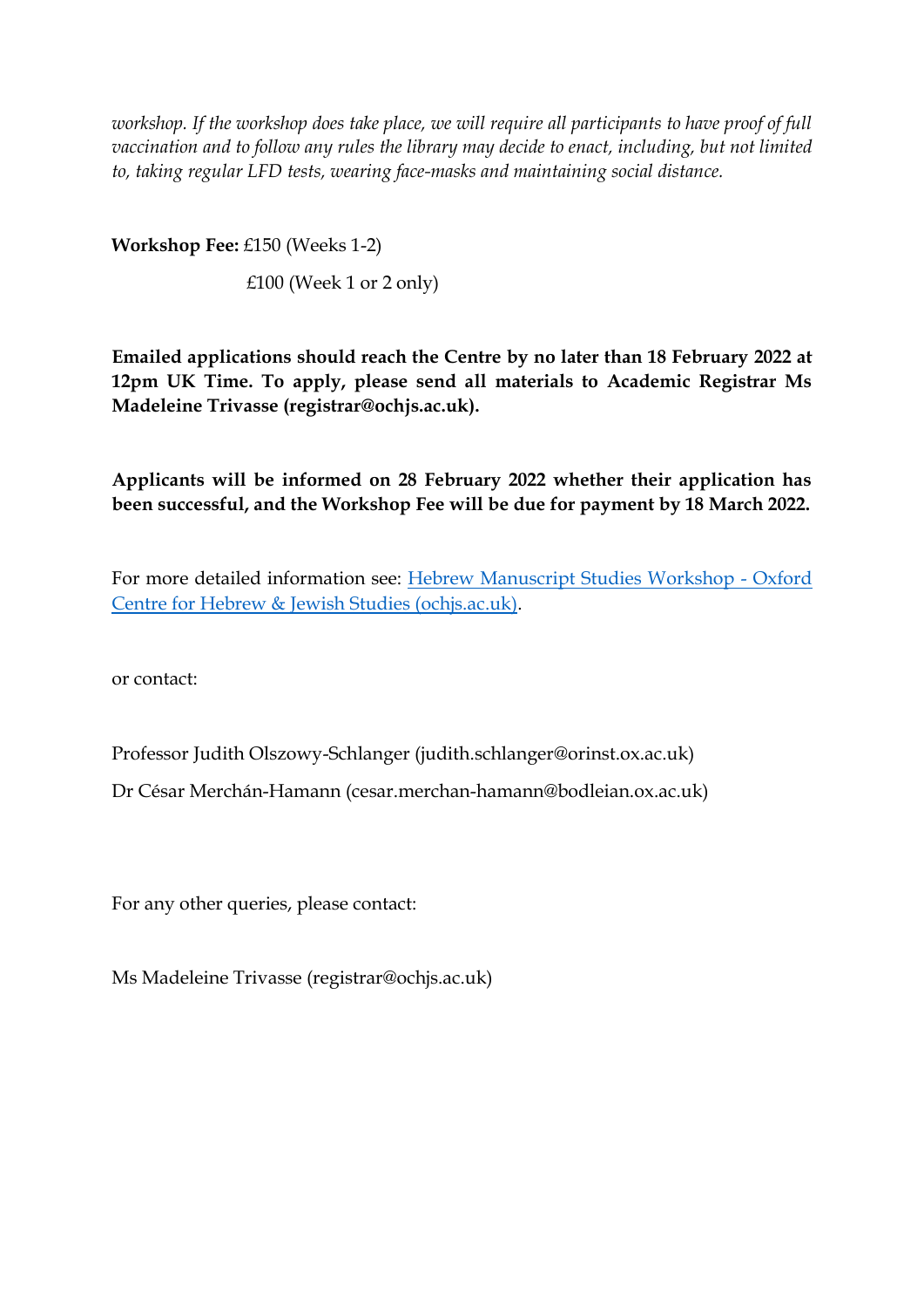*workshop. If the workshop does take place, we will require all participants to have proof of full vaccination and to follow any rules the library may decide to enact, including, but not limited to, taking regular LFD tests, wearing face-masks and maintaining social distance.*

**Workshop Fee:** £150 (Weeks 1-2)

£100 (Week 1 or 2 only)

**Emailed applications should reach the Centre by no later than 18 February 2022 at 12pm UK Time. To apply, please send all materials to Academic Registrar Ms Madeleine Trivasse (registrar@ochjs.ac.uk).**

**Applicants will be informed on 28 February 2022 whether their application has been successful, and the Workshop Fee will be due for payment by 18 March 2022.**

For more detailed information see: [Hebrew Manuscript Studies Workshop - Oxford Centre for Hebrew & Jewish Studies (ochjs.ac.uk)](ochjs.ac.uk).

or contact:

Professor Judith Olszowy-Schlanger (judith.schlanger@orinst.ox.ac.uk)

Dr César Merchán-Hamann (cesar.merchan-hamann@bodleian.ox.ac.uk)

For any other queries, please contact:

Ms Madeleine Trivasse (registrar@ochjs.ac.uk)